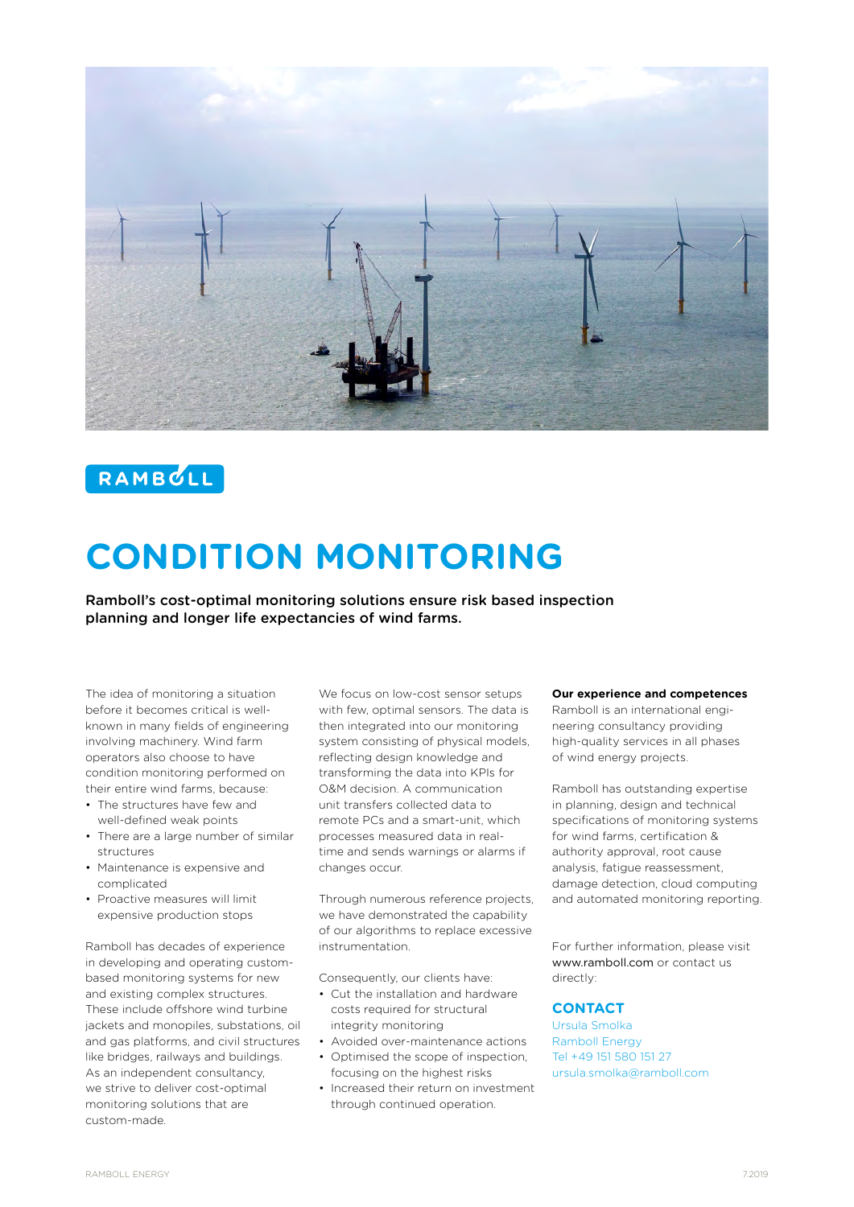RAMBOLL

# CONDITION MONITORING

**Ramboll's cost-optimal monitoring solutions ensure risk based inspection planning and longer life expectancies of wind farms.**

The idea of monitoring a situation before it becomes critical is well-known in many fields of engineering involving machinery. Wind farm operators also choose to have condition monitoring performed on their entire wind farms, because:

- The structures have few and well-defined weak points
- There are a large number of similar structures
- Maintenance is expensive and complicated
- Proactive measures will limit expensive production stops

Ramboll has decades of experience in developing and operating custom-based monitoring systems for new and existing complex structures. These include offshore wind turbine jackets and monopiles, substations, oil and gas platforms, and civil structures like bridges, railways and buildings. As an independent consultancy, we strive to deliver cost-optimal monitoring solutions that are custom-made.

We focus on low-cost sensor setups with few, optimal sensors. The data is then integrated into our monitoring system consisting of physical models, reflecting design knowledge and transforming the data into KPIs for O&M decision. A communication unit transfers collected data to remote PCs and a smart-unit, which processes measured data in real-time and sends warnings or alarms if changes occur.

Through numerous reference projects, we have demonstrated the capability of our algorithms to replace excessive instrumentation.

Consequently, our clients have:

- Cut the installation and hardware costs required for structural integrity monitoring
- Avoided over-maintenance actions
- Optimised the scope of inspection, focusing on the highest risks
- Increased their return on investment through continued operation.

**Our experience and competences**

Ramboll is an international engineering consultancy providing high-quality services in all phases of wind energy projects.

Ramboll has outstanding expertise in planning, design and technical specifications of monitoring systems for wind farms, certification & authority approval, root cause analysis, fatigue reassessment, damage detection, cloud computing and automated monitoring reporting.

For further information, please visit www.ramboll.com or contact us directly:

## CONTACT

Ursula Smolka
Ramboll Energy
Tel +49 151 580 151 27
ursula.smolka@ramboll.com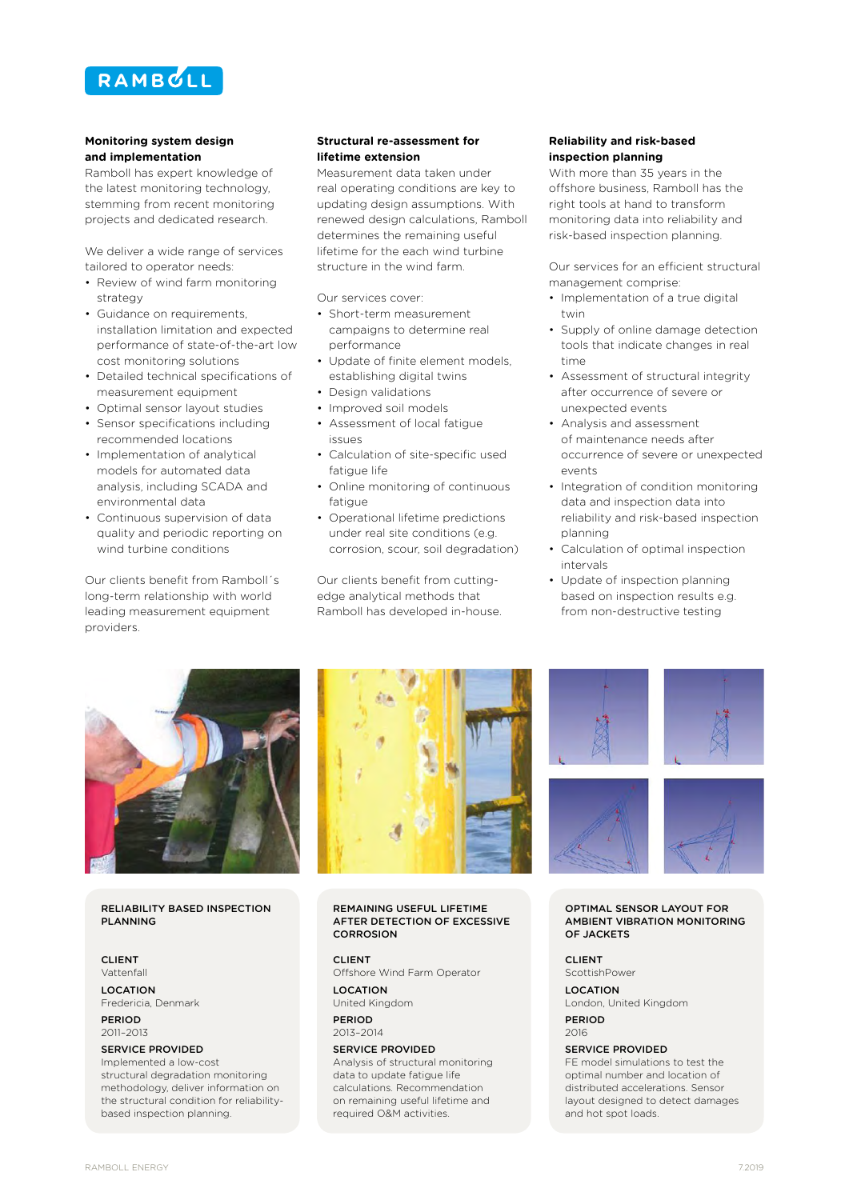### Monitoring system design and implementation

Ramboll has expert knowledge of the latest monitoring technology, stemming from recent monitoring projects and dedicated research.

We deliver a wide range of services tailored to operator needs:

- Review of wind farm monitoring strategy
- Guidance on requirements, installation limitation and expected performance of state-of-the-art low cost monitoring solutions
- Detailed technical specifications of measurement equipment
- Optimal sensor layout studies
- Sensor specifications including recommended locations
- Implementation of analytical models for automated data analysis, including SCADA and environmental data
- Continuous supervision of data quality and periodic reporting on wind turbine conditions

Our clients benefit from Ramboll´s long-term relationship with world leading measurement equipment providers.

### Structural re-assessment for lifetime extension

Measurement data taken under real operating conditions are key to updating design assumptions. With renewed design calculations, Ramboll determines the remaining useful lifetime for the each wind turbine structure in the wind farm.

Our services cover:

- Short-term measurement campaigns to determine real performance
- Update of finite element models, establishing digital twins
- Design validations
- Improved soil models
- Assessment of local fatigue issues
- Calculation of site-specific used fatigue life
- Online monitoring of continuous fatigue
- Operational lifetime predictions under real site conditions (e.g. corrosion, scour, soil degradation)

Our clients benefit from cutting-edge analytical methods that Ramboll has developed in-house.

### Reliability and risk-based inspection planning

With more than 35 years in the offshore business, Ramboll has the right tools at hand to transform monitoring data into reliability and risk-based inspection planning.

Our services for an efficient structural management comprise:

- Implementation of a true digital twin
- Supply of online damage detection tools that indicate changes in real time
- Assessment of structural integrity after occurrence of severe or unexpected events
- Analysis and assessment of maintenance needs after occurrence of severe or unexpected events
- Integration of condition monitoring data and inspection data into reliability and risk-based inspection planning
- Calculation of optimal inspection intervals
- Update of inspection planning based on inspection results e.g. from non-destructive testing

#### RELIABILITY BASED INSPECTION PLANNING

**CLIENT**
Vattenfall

**LOCATION**
Fredericia, Denmark

**PERIOD**
2011–2013

**SERVICE PROVIDED**
Implemented a low-cost structural degradation monitoring methodology, deliver information on the structural condition for reliability-based inspection planning.

#### REMAINING USEFUL LIFETIME AFTER DETECTION OF EXCESSIVE CORROSION

**CLIENT**
Offshore Wind Farm Operator

**LOCATION**
United Kingdom

**PERIOD**
2013–2014

**SERVICE PROVIDED**
Analysis of structural monitoring data to update fatigue life calculations. Recommendation on remaining useful lifetime and required O&M activities.

#### OPTIMAL SENSOR LAYOUT FOR AMBIENT VIBRATION MONITORING OF JACKETS

**CLIENT**
ScottishPower

**LOCATION**
London, United Kingdom

**PERIOD**
2016

**SERVICE PROVIDED**
FE model simulations to test the optimal number and location of distributed accelerations. Sensor layout designed to detect damages and hot spot loads.